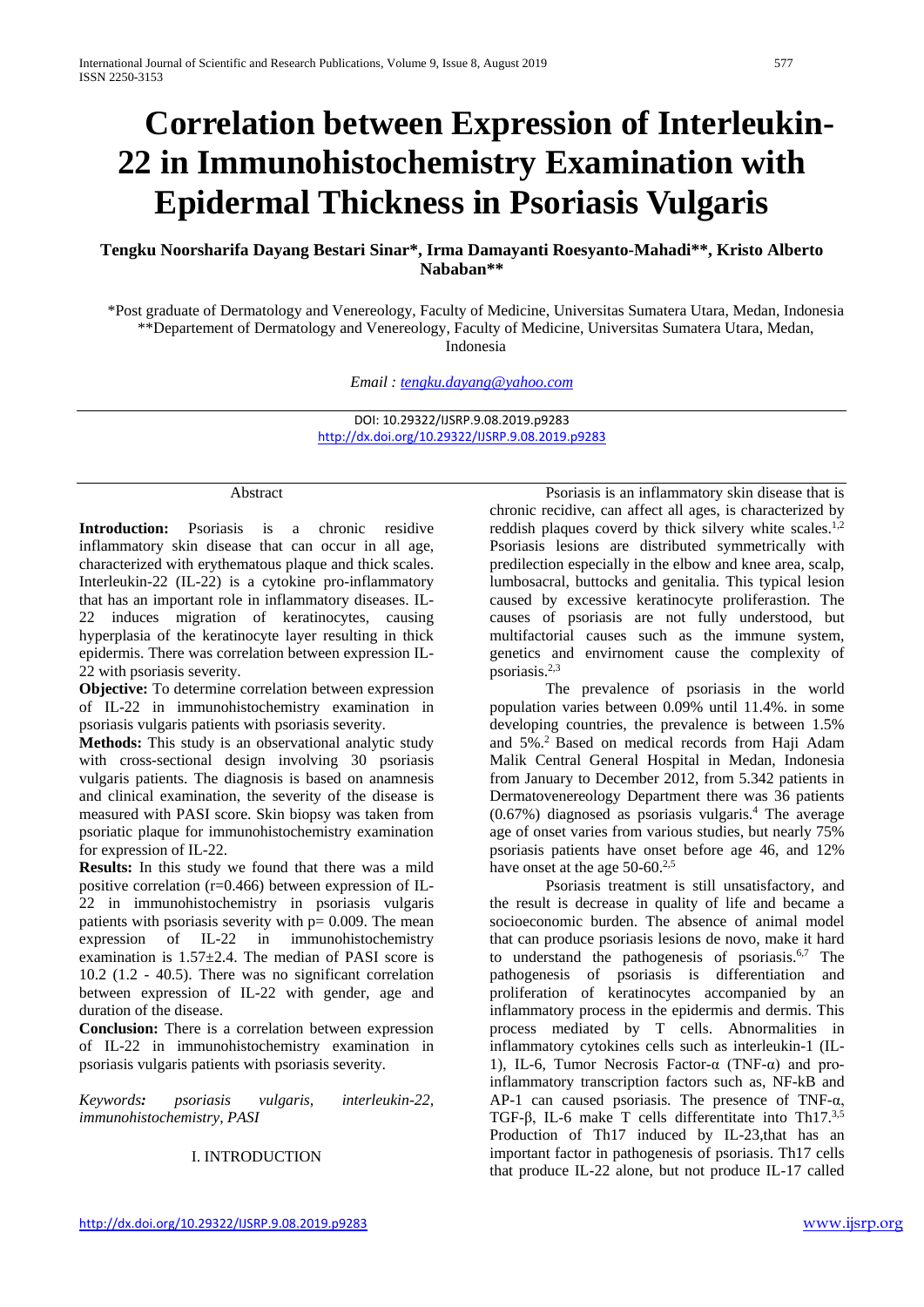# Correlation between Expression of Interleukin-22 in Immunohistochemistry Examination with Epidermal Thickness in Psoriasis Vulgaris

**Tengku Noorsharifa Dayang Bestari Sinar\*, Irma Damayanti Roesyanto-Mahadi\*\*, Kristo Alberto Nababan\*\***

\*Post graduate of Dermatology and Venereology, Faculty of Medicine, Universitas Sumatera Utara, Medan, Indonesia
\*\*Departement of Dermatology and Venereology, Faculty of Medicine, Universitas Sumatera Utara, Medan, Indonesia

*Email : tengku.dayang@yahoo.com*

DOI: 10.29322/IJSRP.9.08.2019.p9283
http://dx.doi.org/10.29322/IJSRP.9.08.2019.p9283

## Abstract

**Introduction:** Psoriasis is a chronic residive inflammatory skin disease that can occur in all age, characterized with erythematous plaque and thick scales. Interleukin-22 (IL-22) is a cytokine pro-inflammatory that has an important role in inflammatory diseases. IL-22 induces migration of keratinocytes, causing hyperplasia of the keratinocyte layer resulting in thick epidermis. There was correlation between expression IL-22 with psoriasis severity.

**Objective:** To determine correlation between expression of IL-22 in immunohistochemistry examination in psoriasis vulgaris patients with psoriasis severity.

**Methods:** This study is an observational analytic study with cross-sectional design involving 30 psoriasis vulgaris patients. The diagnosis is based on anamnesis and clinical examination, the severity of the disease is measured with PASI score. Skin biopsy was taken from psoriatic plaque for immunohistochemistry examination for expression of IL-22.

**Results:** In this study we found that there was a mild positive correlation (r=0.466) between expression of IL-22 in immunohistochemistry in psoriasis vulgaris patients with psoriasis severity with p= 0.009. The mean expression of IL-22 in immunohistochemistry examination is 1.57±2.4. The median of PASI score is 10.2 (1.2 - 40.5). There was no significant correlation between expression of IL-22 with gender, age and duration of the disease.

**Conclusion:** There is a correlation between expression of IL-22 in immunohistochemistry examination in psoriasis vulgaris patients with psoriasis severity.

*Keywords: psoriasis vulgaris, interleukin-22, immunohistochemistry, PASI*

## I. INTRODUCTION

Psoriasis is an inflammatory skin disease that is chronic recidive, can affect all ages, is characterized by reddish plaques coverd by thick silvery white scales.[1,2] Psoriasis lesions are distributed symmetrically with predilection especially in the elbow and knee area, scalp, lumbosacral, buttocks and genitalia. This typical lesion caused by excessive keratinocyte proliferastion. The causes of psoriasis are not fully understood, but multifactorial causes such as the immune system, genetics and envirnoment cause the complexity of psoriasis.[2,3]

The prevalence of psoriasis in the world population varies between 0.09% until 11.4%. in some developing countries, the prevalence is between 1.5% and 5%.[2] Based on medical records from Haji Adam Malik Central General Hospital in Medan, Indonesia from January to December 2012, from 5.342 patients in Dermatovenereology Department there was 36 patients (0.67%) diagnosed as psoriasis vulgaris.[4] The average age of onset varies from various studies, but nearly 75% psoriasis patients have onset before age 46, and 12% have onset at the age 50-60.[2,5]

Psoriasis treatment is still unsatisfactory, and the result is decrease in quality of life and became a socioeconomic burden. The absence of animal model that can produce psoriasis lesions de novo, make it hard to understand the pathogenesis of psoriasis.[6,7] The pathogenesis of psoriasis is differentiation and proliferation of keratinocytes accompanied by an inflammatory process in the epidermis and dermis. This process mediated by T cells. Abnormalities in inflammatory cytokines cells such as interleukin-1 (IL-1), IL-6, Tumor Necrosis Factor-α (TNF-α) and pro-inflammatory transcription factors such as, NF-kB and AP-1 can caused psoriasis. The presence of TNF-α, TGF-β, IL-6 make T cells differentitate into Th17.[3,5] Production of Th17 induced by IL-23,that has an important factor in pathogenesis of psoriasis. Th17 cells that produce IL-22 alone, but not produce IL-17 called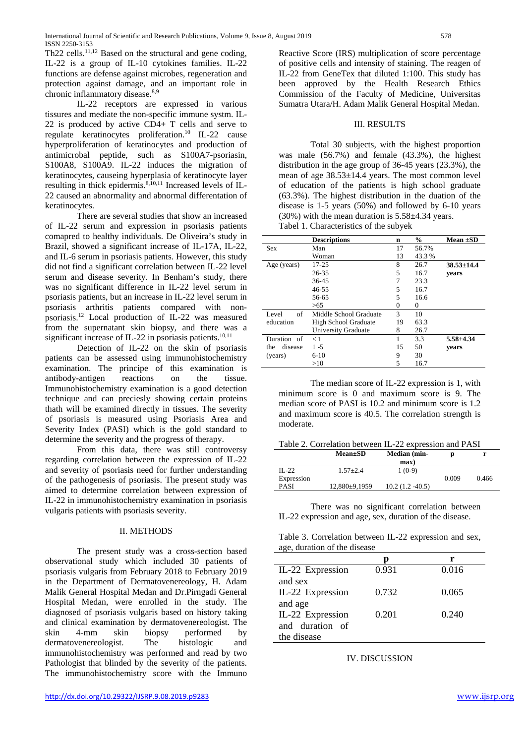Th22 cells.[11,12] Based on the structural and gene coding, IL-22 is a group of IL-10 cytokines families. IL-22 functions are defense against microbes, regeneration and protection against damage, and an important role in chronic inflammatory disease.[8,9]

IL-22 receptors are expressed in various tissures and mediate the non-specific immune systm. IL-22 is produced by active CD4+ T cells and serve to regulate keratinocytes proliferation.[10] IL-22 cause hyperproliferation of keratinocytes and production of antimicrobal peptide, such as S100A7-psoriasin, S100A8, S100A9. IL-22 induces the migration of keratinocytes, causeing hyperplasia of keratinocyte layer resulting in thick epidermis.[8,10,11] Increased levels of IL-22 caused an abnormality and abnormal differentation of keratinocytes.

There are several studies that show an increased of IL-22 serum and expression in psoriasis patients comapred to healthy individuals. De Oliveira's study in Brazil, showed a significant increase of IL-17A, IL-22, and IL-6 serum in psoriasis patients. However, this study did not find a significant correlation between IL-22 level serum and disease severity. In Benham's study, there was no significant difference in IL-22 level serum in psoriasis patients, but an increase in IL-22 level serum in psoriasis arthritis patients compared with non-psoriasis.[12] Local production of IL-22 was measured from the supernatant skin biopsy, and there was a significant increase of IL-22 in psoriasis patients.[10,11]

Detection of IL-22 on the skin of psoriasis patients can be assessed using immunohistochemistry examination. The principe of this examination is antibody-antigen reactions on the tissue. Immunohistochemistry examination is a good detection technique and can preciesly showing certain proteins thath will be examined directly in tissues. The severity of psoriasis is measured using Psoriasis Area and Severity Index (PASI) which is the gold standard to determine the severity and the progress of therapy.

From this data, there was still controversy regarding correlation between the expression of IL-22 and severity of psoriasis need for further understanding of the pathogenesis of psoriasis. The present study was aimed to determine correlation between expression of IL-22 in immunohistochemistry examination in psoriasis vulgaris patients with psoriasis severity.

## II. METHODS

The present study was a cross-section based observational study which included 30 patients of psoriasis vulgaris from February 2018 to February 2019 in the Department of Dermatovenereology, H. Adam Malik General Hospital Medan and Dr.Pirngadi General Hospital Medan, were enrolled in the study. The diagnosed of psoriasis vulgaris based on history taking and clinical examination by dermatovenereologist. The skin 4-mm skin biopsy performed by dermatovenereologist. The histologic and immunohistochemistry was performed and read by two Pathologist that blinded by the severity of the patients. The immunohistochemistry score with the Immuno Reactive Score (IRS) multiplication of score percentage of positive cells and intensity of staining. The reagen of IL-22 from GeneTex that diluted 1:100. This study has been approved by the Health Research Ethics Commission of the Faculty of Medicine, Universitas Sumatra Utara/H. Adam Malik General Hospital Medan.

## III. RESULTS

Total 30 subjects, with the highest proportion was male (56.7%) and female (43.3%), the highest distribution in the age group of 36-45 years (23.3%), the mean of age 38.53±14.4 years. The most common level of education of the patients is high school graduate (63.3%). The highest distribution in the duation of the disease is 1-5 years (50%) and followed by 6-10 years (30%) with the mean duration is 5.58±4.34 years.

Tabel 1. Characteristics of the subyek

| | Descriptions | n | % | Mean ±SD |
|---|---|---|---|---|
| Sex | Man | 17 | 56.7% | |
| | Woman | 13 | 43.3 % | |
| Age (years) | 17-25 | 8 | 26.7 | **38.53±14.4 years** |
| | 26-35 | 5 | 16.7 | |
| | 36-45 | 7 | 23.3 | |
| | 46-55 | 5 | 16.7 | |
| | 56-65 | 5 | 16.6 | |
| | >65 | 0 | 0 | |
| Level of education | Middle School Graduate | 3 | 10 | |
| | High School Graduate | 19 | 63.3 | |
| | University Graduate | 8 | 26.7 | |
| Duration of the disease (years) | < 1 | 1 | 3.3 | **5.58±4.34 years** |
| | 1 -5 | 15 | 50 | |
| | 6-10 | 9 | 30 | |
| | >10 | 5 | 16.7 | |

The median score of IL-22 expression is 1, with minimum score is 0 and maximum score is 9. The median score of PASI is 10.2 and minimum score is 1.2 and maximum score is 40.5. The correlation strength is moderate.

Table 2. Correlation between IL-22 expression and PASI

| | Mean±SD | Median (min-max) | p | r |
|---|---|---|---|---|
| IL-22 Expression | 1.57±2.4 | 1 (0-9) | 0.009 | 0.466 |
| PASI | 12,880±9,1959 | 10.2 (1.2 -40.5) | | |

There was no significant correlation between IL-22 expression and age, sex, duration of the disease.

Table 3. Correlation between IL-22 expression and sex, age, duration of the disease

| | p | r |
|---|---|---|
| IL-22 Expression and sex | 0.931 | 0.016 |
| IL-22 Expression and age | 0.732 | 0.065 |
| IL-22 Expression and duration of the disease | 0.201 | 0.240 |

## IV. DISCUSSION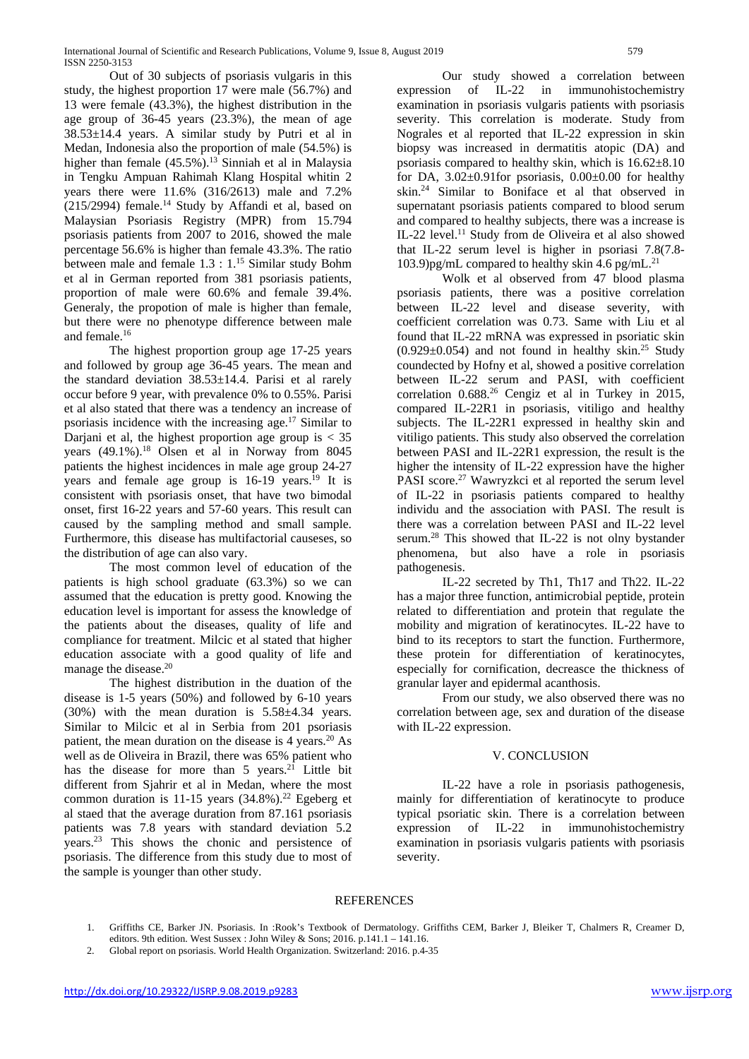Out of 30 subjects of psoriasis vulgaris in this study, the highest proportion 17 were male (56.7%) and 13 were female (43.3%), the highest distribution in the age group of 36-45 years (23.3%), the mean of age 38.53±14.4 years. A similar study by Putri et al in Medan, Indonesia also the proportion of male (54.5%) is higher than female (45.5%).[13] Sinniah et al in Malaysia in Tengku Ampuan Rahimah Klang Hospital whitin 2 years there were 11.6% (316/2613) male and 7.2% (215/2994) female.[14] Study by Affandi et al, based on Malaysian Psoriasis Registry (MPR) from 15.794 psoriasis patients from 2007 to 2016, showed the male percentage 56.6% is higher than female 43.3%. The ratio between male and female 1.3 : 1.[15] Similar study Bohm et al in German reported from 381 psoriasis patients, proportion of male were 60.6% and female 39.4%. Generaly, the propotion of male is higher than female, but there were no phenotype difference between male and female.[16]

The highest proportion group age 17-25 years and followed by group age 36-45 years. The mean and the standard deviation 38.53±14.4. Parisi et al rarely occur before 9 year, with prevalence 0% to 0.55%. Parisi et al also stated that there was a tendency an increase of psoriasis incidence with the increasing age.[17] Similar to Darjani et al, the highest proportion age group is < 35 years (49.1%).[18] Olsen et al in Norway from 8045 patients the highest incidences in male age group 24-27 years and female age group is 16-19 years.[19] It is consistent with psoriasis onset, that have two bimodal onset, first 16-22 years and 57-60 years. This result can caused by the sampling method and small sample. Furthermore, this disease has multifactorial causeses, so the distribution of age can also vary.

The most common level of education of the patients is high school graduate (63.3%) so we can assumed that the education is pretty good. Knowing the education level is important for assess the knowledge of the patients about the diseases, quality of life and compliance for treatment. Milcic et al stated that higher education associate with a good quality of life and manage the disease.[20]

The highest distribution in the duation of the disease is 1-5 years (50%) and followed by 6-10 years (30%) with the mean duration is 5.58±4.34 years. Similar to Milcic et al in Serbia from 201 psoriasis patient, the mean duration on the disease is 4 years.[20] As well as de Oliveira in Brazil, there was 65% patient who has the disease for more than 5 years.[21] Little bit different from Sjahrir et al in Medan, where the most common duration is 11-15 years (34.8%).[22] Egeberg et al staed that the average duration from 87.161 psoriasis patients was 7.8 years with standard deviation 5.2 years.[23] This shows the chonic and persistence of psoriasis. The difference from this study due to most of the sample is younger than other study.

Our study showed a correlation between expression of IL-22 in immunohistochemistry examination in psoriasis vulgaris patients with psoriasis severity. This correlation is moderate. Study from Nograles et al reported that IL-22 expression in skin biopsy was increased in dermatitis atopic (DA) and psoriasis compared to healthy skin, which is 16.62±8.10 for DA, 3.02±0.91for psoriasis, 0.00±0.00 for healthy skin.[24] Similar to Boniface et al that observed in supernatant psoriasis patients compared to blood serum and compared to healthy subjects, there was a increase is IL-22 level.[11] Study from de Oliveira et al also showed that IL-22 serum level is higher in psoriasi 7.8(7.8-103.9)pg/mL compared to healthy skin 4.6 pg/mL.[21]

Wolk et al observed from 47 blood plasma psoriasis patients, there was a positive correlation between IL-22 level and disease severity, with coefficient correlation was 0.73. Same with Liu et al found that IL-22 mRNA was expressed in psoriatic skin (0.929±0.054) and not found in healthy skin.[25] Study coundected by Hofny et al, showed a positive correlation between IL-22 serum and PASI, with coefficient correlation 0.688.[26] Cengiz et al in Turkey in 2015, compared IL-22R1 in psoriasis, vitiligo and healthy subjects. The IL-22R1 expressed in healthy skin and vitiligo patients. This study also observed the correlation between PASI and IL-22R1 expression, the result is the higher the intensity of IL-22 expression have the higher PASI score.[27] Wawryzkci et al reported the serum level of IL-22 in psoriasis patients compared to healthy individu and the association with PASI. The result is there was a correlation between PASI and IL-22 level serum.[28] This showed that IL-22 is not olny bystander phenomena, but also have a role in psoriasis pathogenesis.

IL-22 secreted by Th1, Th17 and Th22. IL-22 has a major three function, antimicrobial peptide, protein related to differentiation and protein that regulate the mobility and migration of keratinocytes. IL-22 have to bind to its receptors to start the function. Furthermore, these protein for differentiation of keratinocytes, especially for cornification, decreasce the thickness of granular layer and epidermal acanthosis.

From our study, we also observed there was no correlation between age, sex and duration of the disease with IL-22 expression.

## V. CONCLUSION

IL-22 have a role in psoriasis pathogenesis, mainly for differentiation of keratinocyte to produce typical psoriatic skin. There is a correlation between expression of IL-22 in immunohistochemistry examination in psoriasis vulgaris patients with psoriasis severity.

## REFERENCES

1. Griffiths CE, Barker JN. Psoriasis. In :Rook's Textbook of Dermatology. Griffiths CEM, Barker J, Bleiker T, Chalmers R, Creamer D, editors. 9th edition. West Sussex : John Wiley & Sons; 2016. p.141.1 – 141.16.
2. Global report on psoriasis. World Health Organization. Switzerland: 2016. p.4-35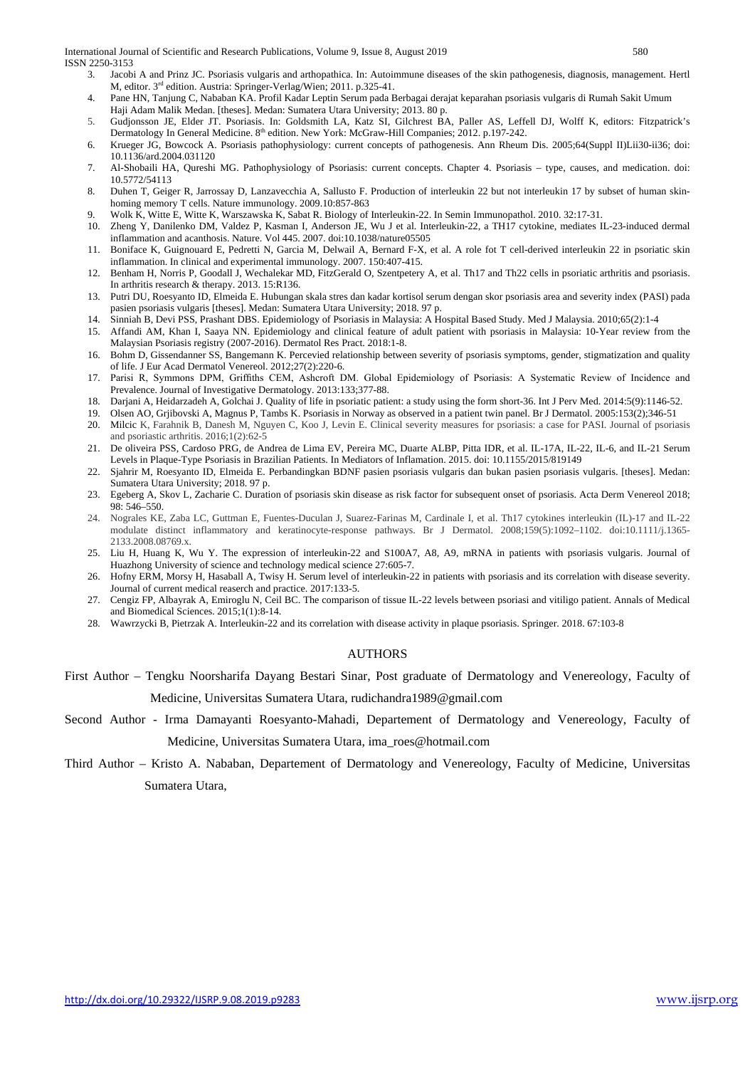3. Jacobi A and Prinz JC. Psoriasis vulgaris and arthopathica. In: Autoimmune diseases of the skin pathogenesis, diagnosis, management. Hertl M, editor. 3rd edition. Austria: Springer-Verlag/Wien; 2011. p.325-41.
4. Pane HN, Tanjung C, Nababan KA. Profil Kadar Leptin Serum pada Berbagai derajat keparahan psoriasis vulgaris di Rumah Sakit Umum Haji Adam Malik Medan. [theses]. Medan: Sumatera Utara University; 2013. 80 p.
5. Gudjonsson JE, Elder JT. Psoriasis. In: Goldsmith LA, Katz SI, Gilchrest BA, Paller AS, Leffell DJ, Wolff K, editors: Fitzpatrick's Dermatology In General Medicine. 8th edition. New York: McGraw-Hill Companies; 2012. p.197-242.
6. Krueger JG, Bowcock A. Psoriasis pathophysiology: current concepts of pathogenesis. Ann Rheum Dis. 2005;64(Suppl II)Lii30-ii36; doi: 10.1136/ard.2004.031120
7. Al-Shobaili HA, Qureshi MG. Pathophysiology of Psoriasis: current concepts. Chapter 4. Psoriasis – type, causes, and medication. doi: 10.5772/54113
8. Duhen T, Geiger R, Jarrossay D, Lanzavecchia A, Sallusto F. Production of interleukin 22 but not interleukin 17 by subset of human skin-homing memory T cells. Nature immunology. 2009.10:857-863
9. Wolk K, Witte E, Witte K, Warszawska K, Sabat R. Biology of Interleukin-22. In Semin Immunopathol. 2010. 32:17-31.
10. Zheng Y, Danilenko DM, Valdez P, Kasman I, Anderson JE, Wu J et al. Interleukin-22, a TH17 cytokine, mediates IL-23-induced dermal inflammation and acanthosis. Nature. Vol 445. 2007. doi:10.1038/nature05505
11. Boniface K, Guignouard E, Pedretti N, Garcia M, Delwail A, Bernard F-X, et al. A role fot T cell-derived interleukin 22 in psoriatic skin inflammation. In clinical and experimental immunology. 2007. 150:407-415.
12. Benham H, Norris P, Goodall J, Wechalekar MD, FitzGerald O, Szentpetery A, et al. Th17 and Th22 cells in psoriatic arthritis and psoriasis. In arthritis research & therapy. 2013. 15:R136.
13. Putri DU, Roesyanto ID, Elmeida E. Hubungan skala stres dan kadar kortisol serum dengan skor psoriasis area and severity index (PASI) pada pasien psoriasis vulgaris [theses]. Medan: Sumatera Utara University; 2018. 97 p.
14. Sinniah B, Devi PSS, Prashant DBS. Epidemiology of Psoriasis in Malaysia: A Hospital Based Study. Med J Malaysia. 2010;65(2):1-4
15. Affandi AM, Khan I, Saaya NN. Epidemiology and clinical feature of adult patient with psoriasis in Malaysia: 10-Year review from the Malaysian Psoriasis registry (2007-2016). Dermatol Res Pract. 2018:1-8.
16. Bohm D, Gissendanner SS, Bangemann K. Percevied relationship between severity of psoriasis symptoms, gender, stigmatization and quality of life. J Eur Acad Dermatol Venereol. 2012;27(2):220-6.
17. Parisi R, Symmons DPM, Griffiths CEM, Ashcroft DM. Global Epidemiology of Psoriasis: A Systematic Review of Incidence and Prevalence. Journal of Investigative Dermatology. 2013:133;377-88.
18. Darjani A, Heidarzadeh A, Golchai J. Quality of life in psoriatic patient: a study using the form short-36. Int J Perv Med. 2014:5(9):1146-52.
19. Olsen AO, Grjibovski A, Magnus P, Tambs K. Psoriasis in Norway as observed in a patient twin panel. Br J Dermatol. 2005:153(2);346-51
20. Milcic K, Farahnik B, Danesh M, Nguyen C, Koo J, Levin E. Clinical severity measures for psoriasis: a case for PASI. Journal of psoriasis and psoriastic arthritis. 2016;1(2):62-5
21. De oliveira PSS, Cardoso PRG, de Andrea de Lima EV, Pereira MC, Duarte ALBP, Pitta IDR, et al. IL-17A, IL-22, IL-6, and IL-21 Serum Levels in Plaque-Type Psoriasis in Brazilian Patients. In Mediators of Inflamation. 2015. doi: 10.1155/2015/819149
22. Sjahrir M, Roesyanto ID, Elmeida E. Perbandingkan BDNF pasien psoriasis vulgaris dan bukan pasien psoriasis vulgaris. [theses]. Medan: Sumatera Utara University; 2018. 97 p.
23. Egeberg A, Skov L, Zacharie C. Duration of psoriasis skin disease as risk factor for subsequent onset of psoriasis. Acta Derm Venereol 2018; 98: 546–550.
24. Nograles KE, Zaba LC, Guttman E, Fuentes-Duculan J, Suarez-Farinas M, Cardinale I, et al. Th17 cytokines interleukin (IL)-17 and IL-22 modulate distinct inflammatory and keratinocyte-response pathways. Br J Dermatol. 2008;159(5):1092–1102. doi:10.1111/j.1365-2133.2008.08769.x.
25. Liu H, Huang K, Wu Y. The expression of interleukin-22 and S100A7, A8, A9, mRNA in patients with psoriasis vulgaris. Journal of Huazhong University of science and technology medical science 27:605-7.
26. Hofny ERM, Morsy H, Hasaball A, Twisy H. Serum level of interleukin-22 in patients with psoriasis and its correlation with disease severity. Journal of current medical reaserch and practice. 2017:133-5.
27. Cengiz FP, Albayrak A, Emiroglu N, Ceil BC. The comparison of tissue IL-22 levels between psoriasi and vitiligo patient. Annals of Medical and Biomedical Sciences. 2015;1(1):8-14.
28. Wawrzycki B, Pietrzak A. Interleukin-22 and its correlation with disease activity in plaque psoriasis. Springer. 2018. 67:103-8

## AUTHORS

First Author – Tengku Noorsharifa Dayang Bestari Sinar, Post graduate of Dermatology and Venereology, Faculty of Medicine, Universitas Sumatera Utara, rudichandra1989@gmail.com

Second Author - Irma Damayanti Roesyanto-Mahadi, Departement of Dermatology and Venereology, Faculty of Medicine, Universitas Sumatera Utara, ima_roes@hotmail.com

Third Author – Kristo A. Nababan, Departement of Dermatology and Venereology, Faculty of Medicine, Universitas Sumatera Utara,